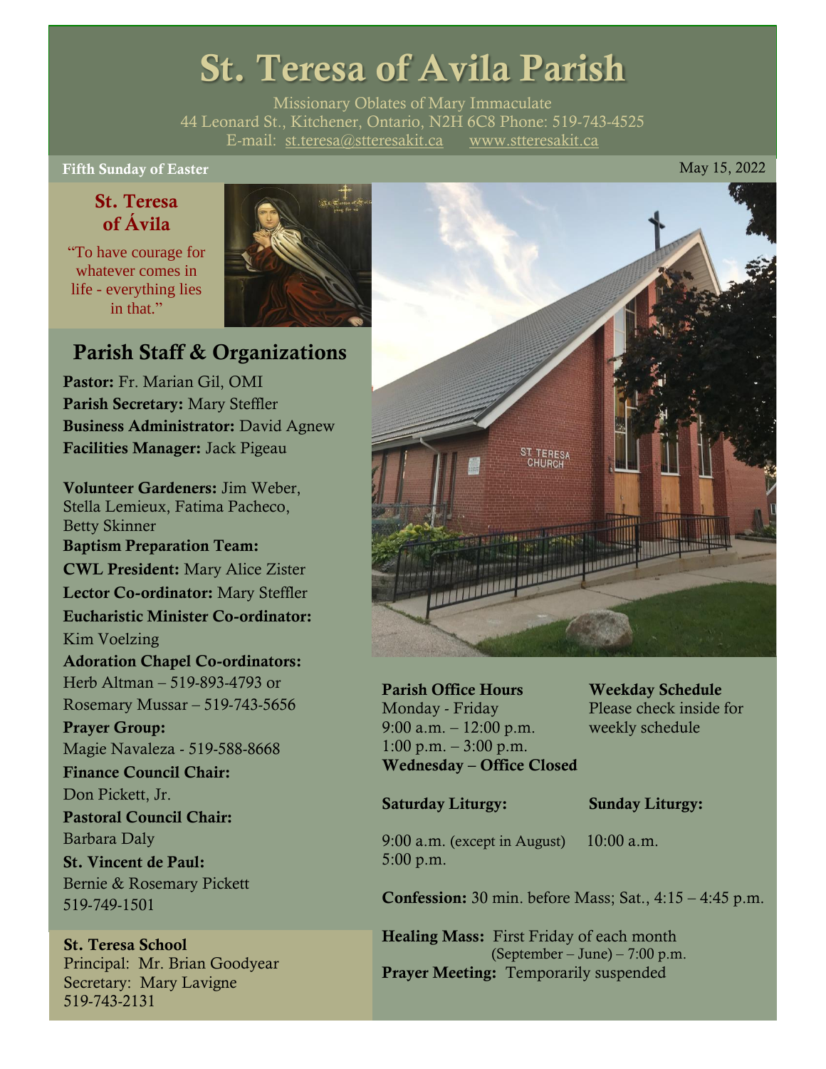# St. Teresa of Avila Parish

Missionary Oblates of Mary Immaculate
44 Leonard St., Kitchener, Ontario, N2H 6C8 Phone: 519-743-4525
E-mail: st.teresa@stteresakit.ca www.stteresakit.ca

**Fifth Sunday of Easter** May 15, 2022

## St. Teresa of Ávila

"To have courage for whatever comes in life - everything lies in that."

## Parish Staff & Organizations

**Pastor:** Fr. Marian Gil, OMI
**Parish Secretary:** Mary Steffler
**Business Administrator:** David Agnew
**Facilities Manager:** Jack Pigeau

**Volunteer Gardeners:** Jim Weber, Stella Lemieux, Fatima Pacheco, Betty Skinner
**Baptism Preparation Team:**
**CWL President:** Mary Alice Zister
**Lector Co-ordinator:** Mary Steffler
**Eucharistic Minister Co-ordinator:** Kim Voelzing
**Adoration Chapel Co-ordinators:** Herb Altman – 519-893-4793 or Rosemary Mussar – 519-743-5656
**Prayer Group:** Magie Navaleza - 519-588-8668
**Finance Council Chair:** Don Pickett, Jr.
**Pastoral Council Chair:** Barbara Daly
**St. Vincent de Paul:** Bernie & Rosemary Pickett 519-749-1501

**St. Teresa School**
Principal: Mr. Brian Goodyear
Secretary: Mary Lavigne
519-743-2131

**Parish Office Hours**
Monday - Friday
9:00 a.m. – 12:00 p.m.
1:00 p.m. – 3:00 p.m.
**Wednesday – Office Closed**

**Weekday Schedule**
Please check inside for weekly schedule

**Saturday Liturgy:**
9:00 a.m. (except in August)
5:00 p.m.

**Sunday Liturgy:**
10:00 a.m.

**Confession:** 30 min. before Mass; Sat., 4:15 – 4:45 p.m.

**Healing Mass:** First Friday of each month (September – June) – 7:00 p.m.
**Prayer Meeting:** Temporarily suspended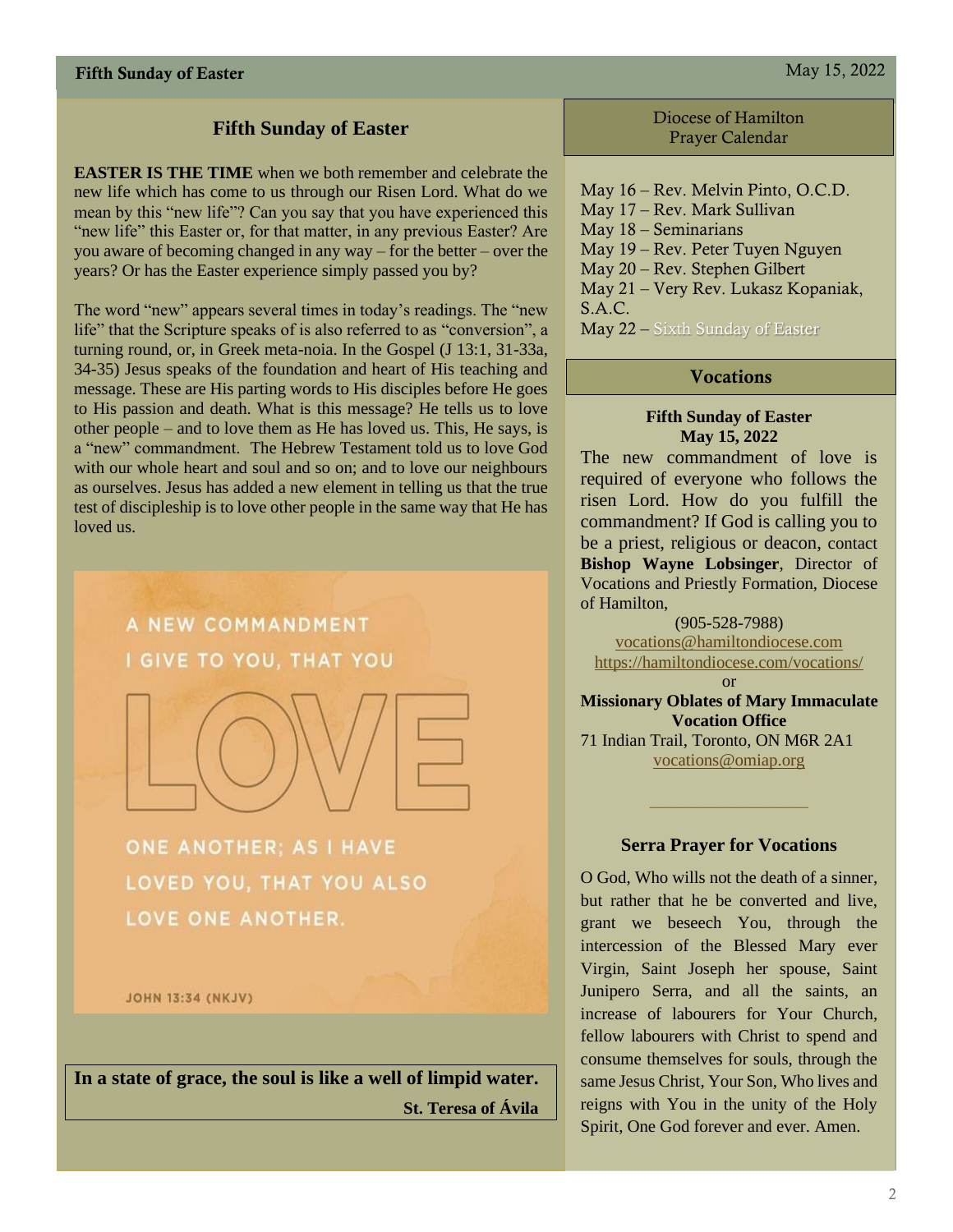## Fifth Sunday of Easter

**EASTER IS THE TIME** when we both remember and celebrate the new life which has come to us through our Risen Lord. What do we mean by this "new life"? Can you say that you have experienced this "new life" this Easter or, for that matter, in any previous Easter? Are you aware of becoming changed in any way – for the better – over the years? Or has the Easter experience simply passed you by?

The word "new" appears several times in today's readings. The "new life" that the Scripture speaks of is also referred to as "conversion", a turning round, or, in Greek meta-noia. In the Gospel (J 13:1, 31-33a, 34-35) Jesus speaks of the foundation and heart of His teaching and message. These are His parting words to His disciples before He goes to His passion and death. What is this message? He tells us to love other people – and to love them as He has loved us. This, He says, is a "new" commandment. The Hebrew Testament told us to love God with our whole heart and soul and so on; and to love our neighbours as ourselves. Jesus has added a new element in telling us that the true test of discipleship is to love other people in the same way that He has loved us.

A NEW COMMANDMENT I GIVE TO YOU, THAT YOU LOVE ONE ANOTHER; AS I HAVE LOVED YOU, THAT YOU ALSO LOVE ONE ANOTHER.

JOHN 13:34 (NKJV)

**In a state of grace, the soul is like a well of limpid water.**

**St. Teresa of Ávila**

## Diocese of Hamilton Prayer Calendar

May 16 – Rev. Melvin Pinto, O.C.D.
May 17 – Rev. Mark Sullivan
May 18 – Seminarians
May 19 – Rev. Peter Tuyen Nguyen
May 20 – Rev. Stephen Gilbert
May 21 – Very Rev. Lukasz Kopaniak, S.A.C.
May 22 – Sixth Sunday of Easter

## Vocations

**Fifth Sunday of Easter**
**May 15, 2022**

The new commandment of love is required of everyone who follows the risen Lord. How do you fulfill the commandment? If God is calling you to be a priest, religious or deacon, contact **Bishop Wayne Lobsinger**, Director of Vocations and Priestly Formation, Diocese of Hamilton,

(905-528-7988)
vocations@hamiltondiocese.com
https://hamiltondiocese.com/vocations/

or

**Missionary Oblates of Mary Immaculate Vocation Office**
71 Indian Trail, Toronto, ON M6R 2A1
vocations@omiap.org

### Serra Prayer for Vocations

O God, Who wills not the death of a sinner, but rather that he be converted and live, grant we beseech You, through the intercession of the Blessed Mary ever Virgin, Saint Joseph her spouse, Saint Junipero Serra, and all the saints, an increase of labourers for Your Church, fellow labourers with Christ to spend and consume themselves for souls, through the same Jesus Christ, Your Son, Who lives and reigns with You in the unity of the Holy Spirit, One God forever and ever. Amen.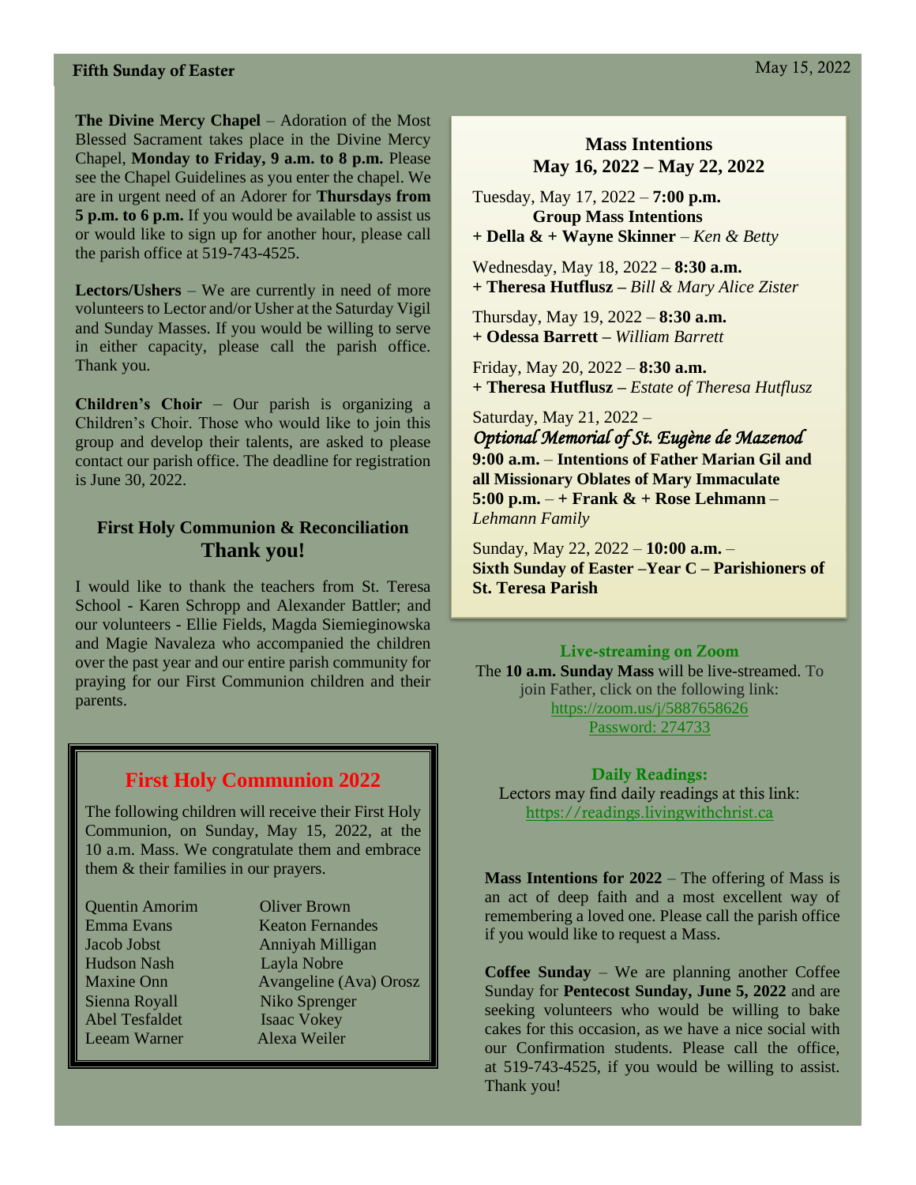**The Divine Mercy Chapel** – Adoration of the Most Blessed Sacrament takes place in the Divine Mercy Chapel, **Monday to Friday, 9 a.m. to 8 p.m.** Please see the Chapel Guidelines as you enter the chapel. We are in urgent need of an Adorer for **Thursdays from 5 p.m. to 6 p.m.** If you would be available to assist us or would like to sign up for another hour, please call the parish office at 519-743-4525.

**Lectors/Ushers** – We are currently in need of more volunteers to Lector and/or Usher at the Saturday Vigil and Sunday Masses. If you would be willing to serve in either capacity, please call the parish office. Thank you.

**Children's Choir** – Our parish is organizing a Children's Choir. Those who would like to join this group and develop their talents, are asked to please contact our parish office. The deadline for registration is June 30, 2022.

### First Holy Communion & Reconciliation
## Thank you!

I would like to thank the teachers from St. Teresa School - Karen Schropp and Alexander Battler; and our volunteers - Ellie Fields, Magda Siemieginowska and Magie Navaleza who accompanied the children over the past year and our entire parish community for praying for our First Communion children and their parents.

## First Holy Communion 2022

The following children will receive their First Holy Communion, on Sunday, May 15, 2022, at the 10 a.m. Mass. We congratulate them and embrace them & their families in our prayers.

| | |
|---|---|
| Quentin Amorim | Oliver Brown |
| Emma Evans | Keaton Fernandes |
| Jacob Jobst | Anniyah Milligan |
| Hudson Nash | Layla Nobre |
| Maxine Onn | Avangeline (Ava) Orosz |
| Sienna Royall | Niko Sprenger |
| Abel Tesfaldet | Isaac Vokey |
| Leeam Warner | Alexa Weiler |

### Mass Intentions
### May 16, 2022 – May 22, 2022

Tuesday, May 17, 2022 – **7:00 p.m.**
**Group Mass Intentions**
**+ Della & + Wayne Skinner** – *Ken & Betty*

Wednesday, May 18, 2022 – **8:30 a.m.**
**+ Theresa Hutflusz –** *Bill & Mary Alice Zister*

Thursday, May 19, 2022 – **8:30 a.m.**
**+ Odessa Barrett –** *William Barrett*

Friday, May 20, 2022 – **8:30 a.m.**
**+ Theresa Hutflusz –** *Estate of Theresa Hutflusz*

Saturday, May 21, 2022 –
*Optional Memorial of St. Eugène de Mazenod*
**9:00 a.m.** – **Intentions of Father Marian Gil and all Missionary Oblates of Mary Immaculate**
**5:00 p.m.** – **+ Frank & + Rose Lehmann** – *Lehmann Family*

Sunday, May 22, 2022 – **10:00 a.m.** – **Sixth Sunday of Easter –Year C – Parishioners of St. Teresa Parish**

**Live-streaming on Zoom**
The **10 a.m. Sunday Mass** will be live-streamed. To join Father, click on the following link:
https://zoom.us/j/5887658626
Password: 274733

**Daily Readings:**
Lectors may find daily readings at this link:
https://readings.livingwithchrist.ca

**Mass Intentions for 2022** – The offering of Mass is an act of deep faith and a most excellent way of remembering a loved one. Please call the parish office if you would like to request a Mass.

**Coffee Sunday** – We are planning another Coffee Sunday for **Pentecost Sunday, June 5, 2022** and are seeking volunteers who would be willing to bake cakes for this occasion, as we have a nice social with our Confirmation students. Please call the office, at 519-743-4525, if you would be willing to assist. Thank you!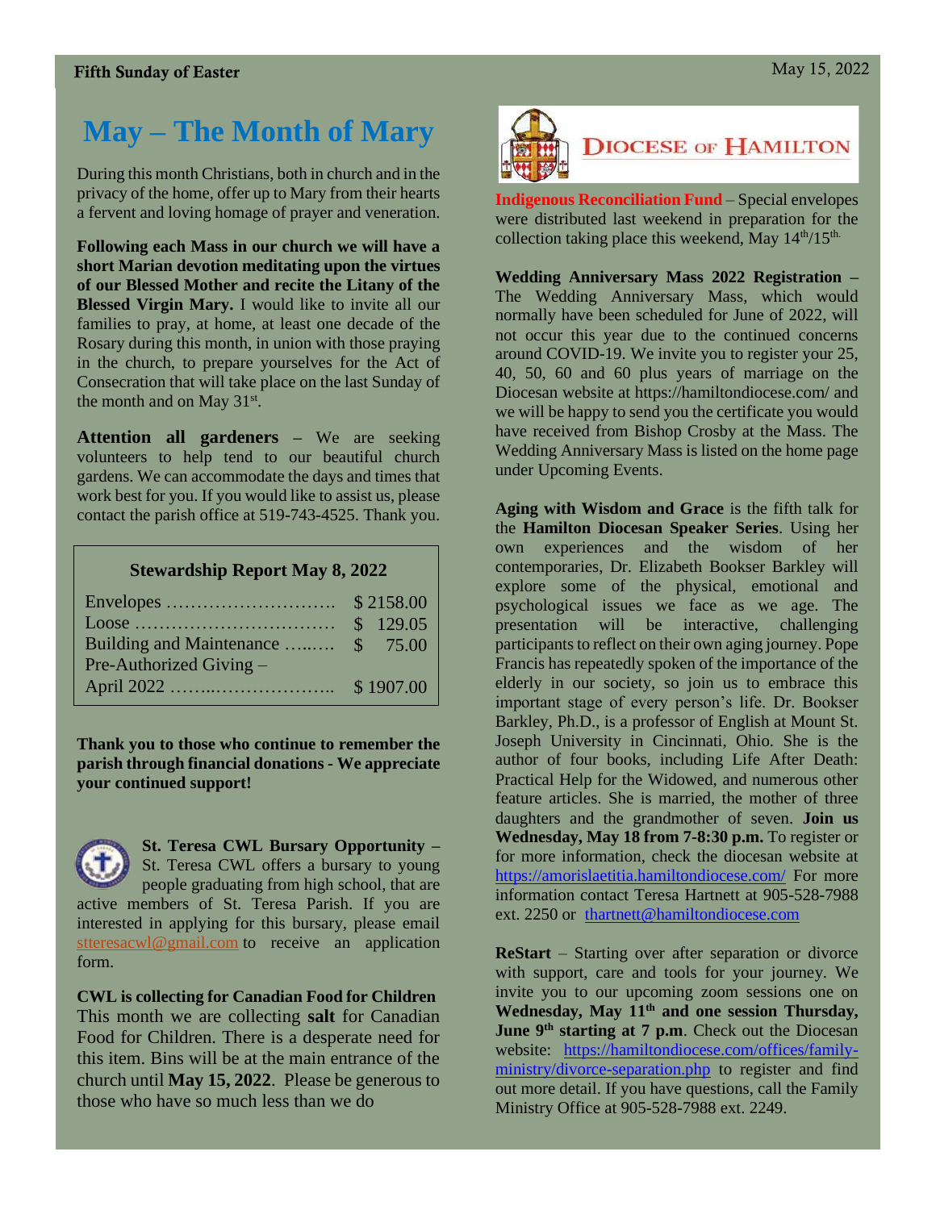**Fifth Sunday of Easter** May 15, 2022

# May – The Month of Mary

During this month Christians, both in church and in the privacy of the home, offer up to Mary from their hearts a fervent and loving homage of prayer and veneration.

**Following each Mass in our church we will have a short Marian devotion meditating upon the virtues of our Blessed Mother and recite the Litany of the Blessed Virgin Mary.** I would like to invite all our families to pray, at home, at least one decade of the Rosary during this month, in union with those praying in the church, to prepare yourselves for the Act of Consecration that will take place on the last Sunday of the month and on May 31st.

**Attention all gardeners** – We are seeking volunteers to help tend to our beautiful church gardens. We can accommodate the days and times that work best for you. If you would like to assist us, please contact the parish office at 519-743-4525. Thank you.

**Stewardship Report May 8, 2022**

| | |
|---|---|
| Envelopes ……………………….. | $ 2158.00 |
| Loose …………………………… | $ 129.05 |
| Building and Maintenance …..…. | $ 75.00 |
| Pre-Authorized Giving – April 2022 ……..……………….. | $ 1907.00 |

**Thank you to those who continue to remember the parish through financial donations - We appreciate your continued support!**

**St. Teresa CWL Bursary Opportunity** – St. Teresa CWL offers a bursary to young people graduating from high school, that are active members of St. Teresa Parish. If you are interested in applying for this bursary, please email stteresacwl@gmail.com to receive an application form.

**CWL is collecting for Canadian Food for Children**
This month we are collecting **salt** for Canadian Food for Children. There is a desperate need for this item. Bins will be at the main entrance of the church until **May 15, 2022**. Please be generous to those who have so much less than we do

## DIOCESE OF HAMILTON

**Indigenous Reconciliation Fund** – Special envelopes were distributed last weekend in preparation for the collection taking place this weekend, May 14th/15th.

**Wedding Anniversary Mass 2022 Registration** – The Wedding Anniversary Mass, which would normally have been scheduled for June of 2022, will not occur this year due to the continued concerns around COVID-19. We invite you to register your 25, 40, 50, 60 and 60 plus years of marriage on the Diocesan website at https://hamiltondiocese.com/ and we will be happy to send you the certificate you would have received from Bishop Crosby at the Mass. The Wedding Anniversary Mass is listed on the home page under Upcoming Events.

**Aging with Wisdom and Grace** is the fifth talk for the **Hamilton Diocesan Speaker Series**. Using her own experiences and the wisdom of her contemporaries, Dr. Elizabeth Bookser Barkley will explore some of the physical, emotional and psychological issues we face as we age. The presentation will be interactive, challenging participants to reflect on their own aging journey. Pope Francis has repeatedly spoken of the importance of the elderly in our society, so join us to embrace this important stage of every person's life. Dr. Bookser Barkley, Ph.D., is a professor of English at Mount St. Joseph University in Cincinnati, Ohio. She is the author of four books, including Life After Death: Practical Help for the Widowed, and numerous other feature articles. She is married, the mother of three daughters and the grandmother of seven. **Join us Wednesday, May 18 from 7-8:30 p.m.** To register or for more information, check the diocesan website at https://amorislaetitia.hamiltondiocese.com/ For more information contact Teresa Hartnett at 905-528-7988 ext. 2250 or thartnett@hamiltondiocese.com

**ReStart** – Starting over after separation or divorce with support, care and tools for your journey. We invite you to our upcoming zoom sessions one on **Wednesday, May 11th and one session Thursday, June 9th starting at 7 p.m**. Check out the Diocesan website: https://hamiltondiocese.com/offices/family-ministry/divorce-separation.php to register and find out more detail. If you have questions, call the Family Ministry Office at 905-528-7988 ext. 2249.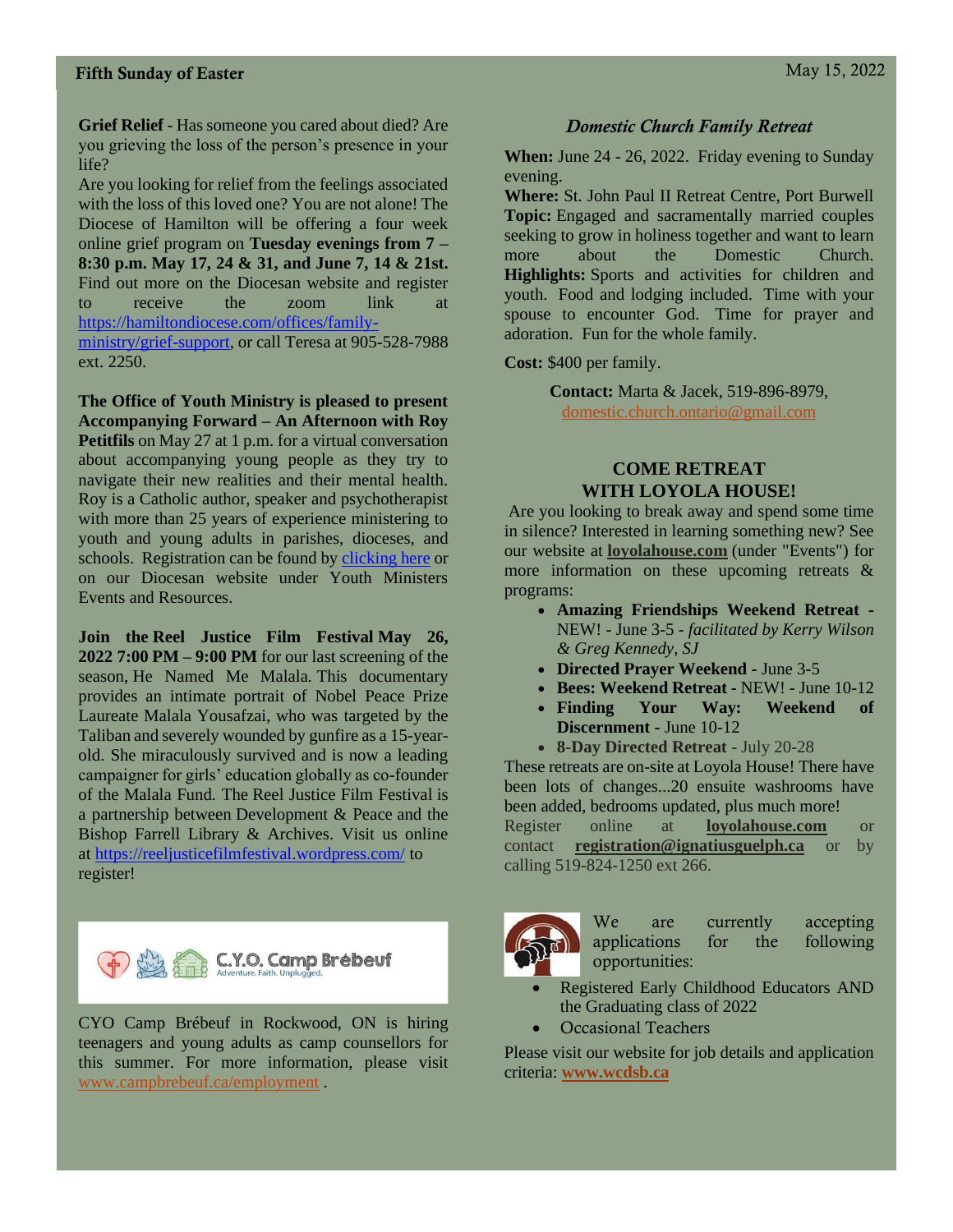**Grief Relief** - Has someone you cared about died? Are you grieving the loss of the person's presence in your life?

Are you looking for relief from the feelings associated with the loss of this loved one? You are not alone! The Diocese of Hamilton will be offering a four week online grief program on **Tuesday evenings from 7 – 8:30 p.m. May 17, 24 & 31, and June 7, 14 & 21st.** Find out more on the Diocesan website and register to receive the zoom link at https://hamiltondiocese.com/offices/family-ministry/grief-support, or call Teresa at 905-528-7988 ext. 2250.

**The Office of Youth Ministry is pleased to present Accompanying Forward – An Afternoon with Roy Petitfils** on May 27 at 1 p.m. for a virtual conversation about accompanying young people as they try to navigate their new realities and their mental health. Roy is a Catholic author, speaker and psychotherapist with more than 25 years of experience ministering to youth and young adults in parishes, dioceses, and schools. Registration can be found by clicking here or on our Diocesan website under Youth Ministers Events and Resources.

**Join the Reel Justice Film Festival May 26, 2022 7:00 PM – 9:00 PM** for our last screening of the season, He Named Me Malala. This documentary provides an intimate portrait of Nobel Peace Prize Laureate Malala Yousafzai, who was targeted by the Taliban and severely wounded by gunfire as a 15-year-old. She miraculously survived and is now a leading campaigner for girls' education globally as co-founder of the Malala Fund. The Reel Justice Film Festival is a partnership between Development & Peace and the Bishop Farrell Library & Archives. Visit us online at https://reeljusticefilmfestival.wordpress.com/ to register!

C.Y.O. Camp Brébeuf
Adventure. Faith. Unplugged.

CYO Camp Brébeuf in Rockwood, ON is hiring teenagers and young adults as camp counsellors for this summer. For more information, please visit www.campbrebeuf.ca/employment .

### *Domestic Church Family Retreat*

**When:** June 24 - 26, 2022. Friday evening to Sunday evening.
**Where:** St. John Paul II Retreat Centre, Port Burwell
**Topic:** Engaged and sacramentally married couples seeking to grow in holiness together and want to learn more about the Domestic Church.
**Highlights:** Sports and activities for children and youth. Food and lodging included. Time with your spouse to encounter God. Time for prayer and adoration. Fun for the whole family.

**Cost:** $400 per family.

**Contact:** Marta & Jacek, 519-896-8979, domestic.church.ontario@gmail.com

### COME RETREAT WITH LOYOLA HOUSE!

Are you looking to break away and spend some time in silence? Interested in learning something new? See our website at **loyolahouse.com** (under "Events") for more information on these upcoming retreats & programs:

- **Amazing Friendships Weekend Retreat** - NEW! - June 3-5 - *facilitated by Kerry Wilson & Greg Kennedy, SJ*
- **Directed Prayer Weekend** - June 3-5
- **Bees: Weekend Retreat** - NEW! - June 10-12
- **Finding Your Way: Weekend of Discernment** - June 10-12
- **8-Day Directed Retreat** - July 20-28

These retreats are on-site at Loyola House! There have been lots of changes...20 ensuite washrooms have been added, bedrooms updated, plus much more! Register online at **loyolahouse.com** or contact **registration@ignatiusguelph.ca** or by calling 519-824-1250 ext 266.

We are currently accepting applications for the following opportunities:

- Registered Early Childhood Educators AND the Graduating class of 2022
- Occasional Teachers

Please visit our website for job details and application criteria: **www.wcdsb.ca**